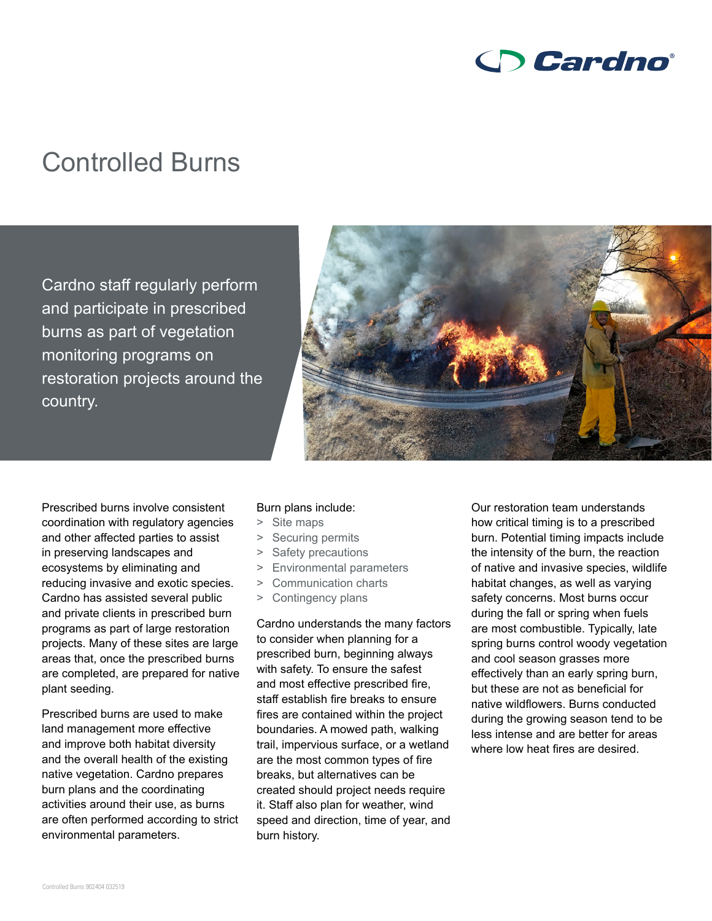# Controlled Burns

Cardno staff regularly perform and participate in prescribed burns as part of vegetation monitoring programs on restoration projects around the country.

Prescribed burns involve consistent coordination with regulatory agencies and other affected parties to assist in preserving landscapes and ecosystems by eliminating and reducing invasive and exotic species. Cardno has assisted several public and private clients in prescribed burn programs as part of large restoration projects. Many of these sites are large areas that, once the prescribed burns are completed, are prepared for native plant seeding.

Prescribed burns are used to make land management more effective and improve both habitat diversity and the overall health of the existing native vegetation. Cardno prepares burn plans and the coordinating activities around their use, as burns are often performed according to strict environmental parameters.

Burn plans include:

- Site maps
- Securing permits
- Safety precautions
- Environmental parameters
- Communication charts
- Contingency plans

Cardno understands the many factors to consider when planning for a prescribed burn, beginning always with safety. To ensure the safest and most effective prescribed fire, staff establish fire breaks to ensure fires are contained within the project boundaries. A mowed path, walking trail, impervious surface, or a wetland are the most common types of fire breaks, but alternatives can be created should project needs require it. Staff also plan for weather, wind speed and direction, time of year, and burn history.

Our restoration team understands how critical timing is to a prescribed burn. Potential timing impacts include the intensity of the burn, the reaction of native and invasive species, wildlife habitat changes, as well as varying safety concerns. Most burns occur during the fall or spring when fuels are most combustible. Typically, late spring burns control woody vegetation and cool season grasses more effectively than an early spring burn, but these are not as beneficial for native wildflowers. Burns conducted during the growing season tend to be less intense and are better for areas where low heat fires are desired.

Controlled Burns 902404 032519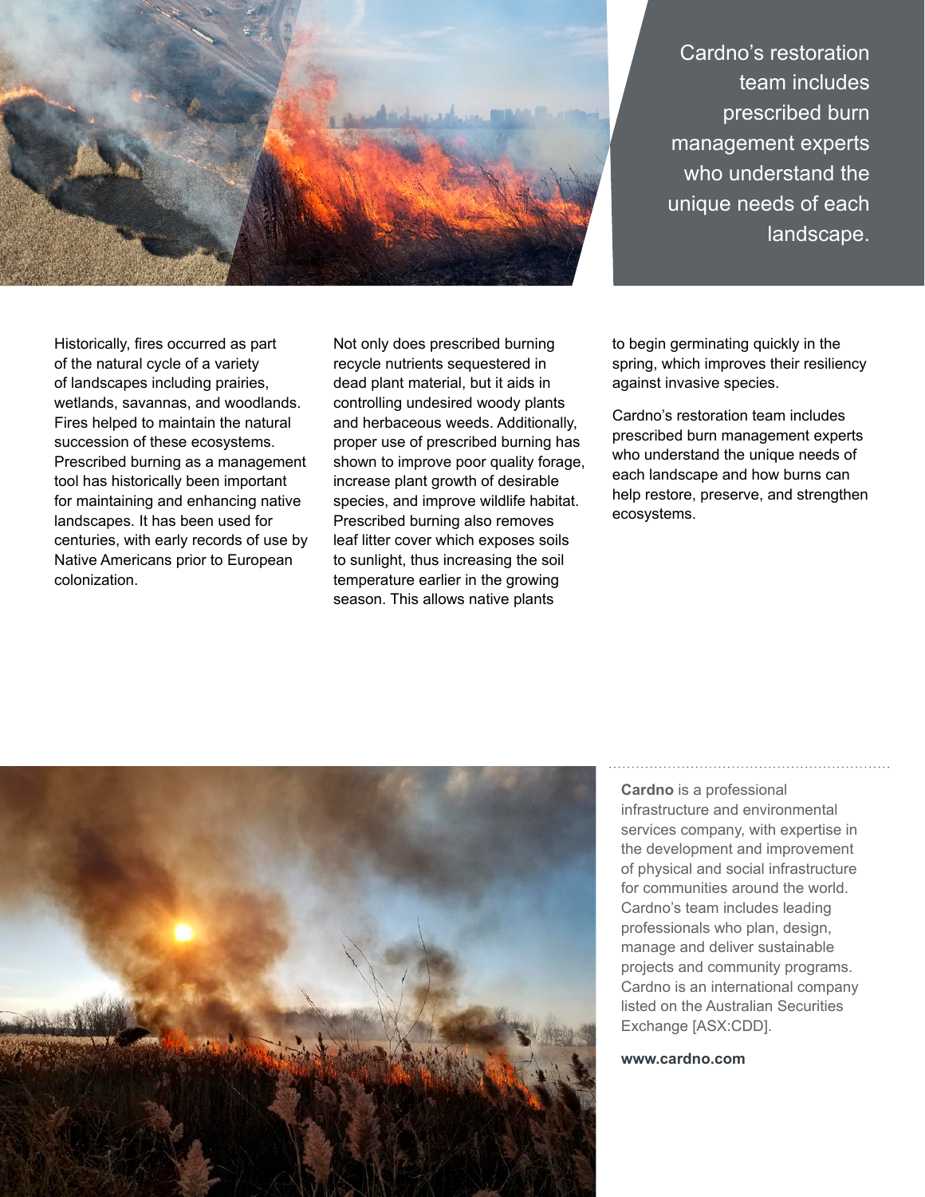Cardno's restoration team includes prescribed burn management experts who understand the unique needs of each landscape.

Historically, fires occurred as part of the natural cycle of a variety of landscapes including prairies, wetlands, savannas, and woodlands. Fires helped to maintain the natural succession of these ecosystems. Prescribed burning as a management tool has historically been important for maintaining and enhancing native landscapes. It has been used for centuries, with early records of use by Native Americans prior to European colonization.

Not only does prescribed burning recycle nutrients sequestered in dead plant material, but it aids in controlling undesired woody plants and herbaceous weeds. Additionally, proper use of prescribed burning has shown to improve poor quality forage, increase plant growth of desirable species, and improve wildlife habitat. Prescribed burning also removes leaf litter cover which exposes soils to sunlight, thus increasing the soil temperature earlier in the growing season. This allows native plants to begin germinating quickly in the spring, which improves their resiliency against invasive species.

Cardno's restoration team includes prescribed burn management experts who understand the unique needs of each landscape and how burns can help restore, preserve, and strengthen ecosystems.

**Cardno** is a professional infrastructure and environmental services company, with expertise in the development and improvement of physical and social infrastructure for communities around the world. Cardno's team includes leading professionals who plan, design, manage and deliver sustainable projects and community programs. Cardno is an international company listed on the Australian Securities Exchange [ASX:CDD].

**www.cardno.com**